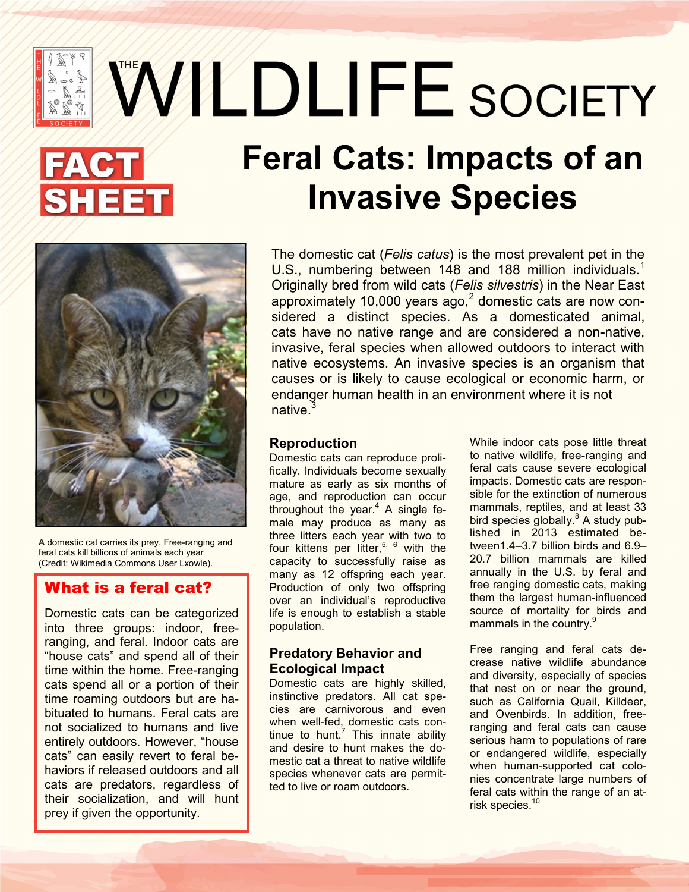# THE WILDLIFE SOCIETY

**FACT SHEET**

# Feral Cats: Impacts of an Invasive Species

The domestic cat (*Felis catus*) is the most prevalent pet in the U.S., numbering between 148 and 188 million individuals.[1] Originally bred from wild cats (*Felis silvestris*) in the Near East approximately 10,000 years ago,[2] domestic cats are now considered a distinct species. As a domesticated animal, cats have no native range and are considered a non-native, invasive, feral species when allowed outdoors to interact with native ecosystems. An invasive species is an organism that causes or is likely to cause ecological or economic harm, or endanger human health in an environment where it is not native.[3]

A domestic cat carries its prey. Free-ranging and feral cats kill billions of animals each year (Credit: Wikimedia Commons User Lxowle).

## What is a feral cat?

Domestic cats can be categorized into three groups: indoor, free-ranging, and feral. Indoor cats are "house cats" and spend all of their time within the home. Free-ranging cats spend all or a portion of their time roaming outdoors but are habituated to humans. Feral cats are not socialized to humans and live entirely outdoors. However, "house cats" can easily revert to feral behaviors if released outdoors and all cats are predators, regardless of their socialization, and will hunt prey if given the opportunity.

## Reproduction

Domestic cats can reproduce prolifically. Individuals become sexually mature as early as six months of age, and reproduction can occur throughout the year.[4] A single female may produce as many as three litters each year with two to four kittens per litter,[5, 6] with the capacity to successfully raise as many as 12 offspring each year. Production of only two offspring over an individual's reproductive life is enough to establish a stable population.

## Predatory Behavior and Ecological Impact

Domestic cats are highly skilled, instinctive predators. All cat species are carnivorous and even when well-fed, domestic cats continue to hunt.[7] This innate ability and desire to hunt makes the domestic cat a threat to native wildlife species whenever cats are permitted to live or roam outdoors.

While indoor cats pose little threat to native wildlife, free-ranging and feral cats cause severe ecological impacts. Domestic cats are responsible for the extinction of numerous mammals, reptiles, and at least 33 bird species globally.[8] A study published in 2013 estimated between1.4–3.7 billion birds and 6.9–20.7 billion mammals are killed annually in the U.S. by feral and free ranging domestic cats, making them the largest human-influenced source of mortality for birds and mammals in the country.[9]

Free ranging and feral cats decrease native wildlife abundance and diversity, especially of species that nest on or near the ground, such as California Quail, Killdeer, and Ovenbirds. In addition, free-ranging and feral cats can cause serious harm to populations of rare or endangered wildlife, especially when human-supported cat colonies concentrate large numbers of feral cats within the range of an at-risk species.[10]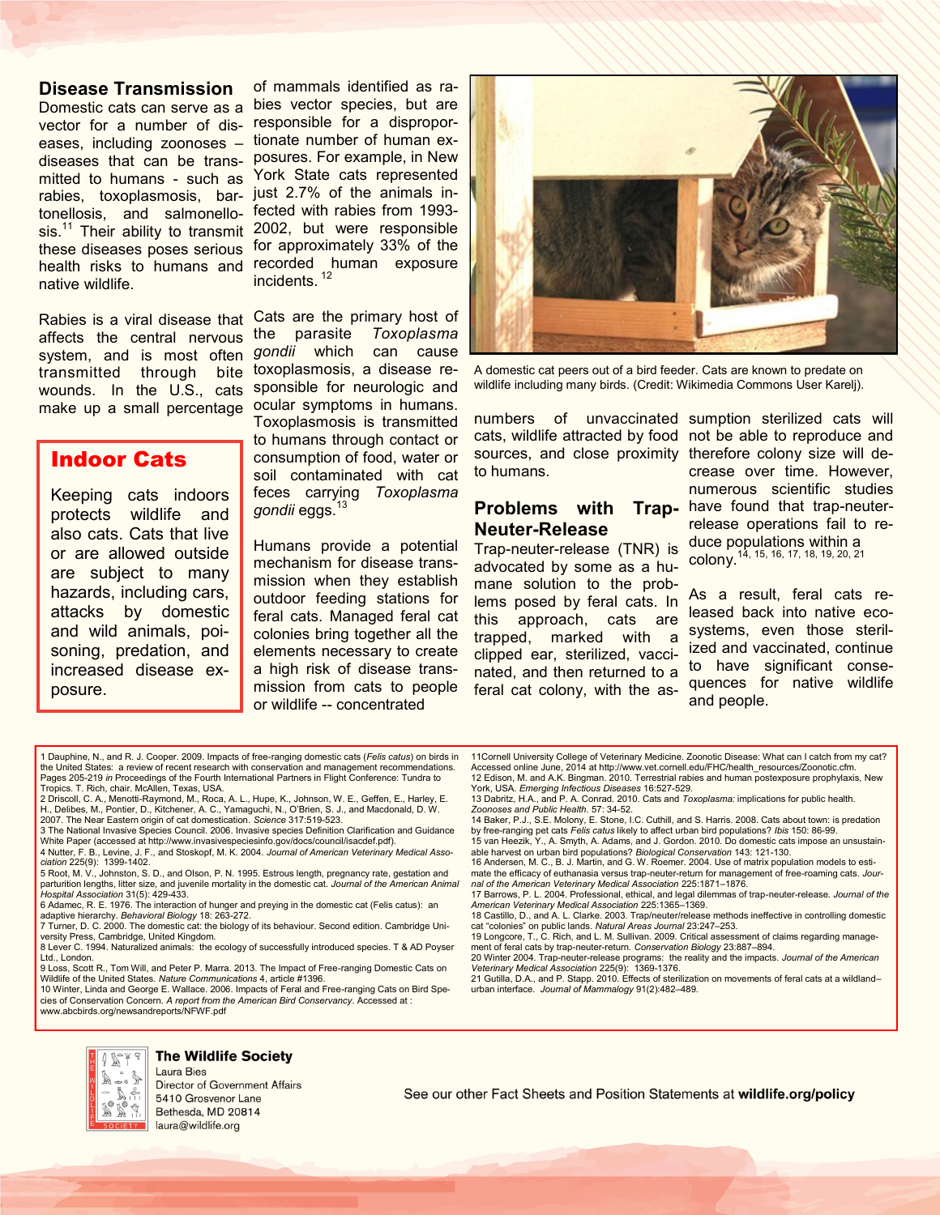## Disease Transmission

Domestic cats can serve as a vector for a number of diseases, including zoonoses – diseases that can be transmitted to humans - such as rabies, toxoplasmosis, bartonellosis, and salmonellosis.[11] Their ability to transmit these diseases poses serious health risks to humans and native wildlife.

Rabies is a viral disease that affects the central nervous system, and is most often transmitted through bite wounds. In the U.S., cats make up a small percentage of mammals identified as rabies vector species, but are responsible for a disproportionate number of human exposures. For example, in New York State cats represented just 2.7% of the animals infected with rabies from 1993-2002, but were responsible for approximately 33% of the recorded human exposure incidents.[12]

Cats are the primary host of the parasite *Toxoplasma gondii* which can cause toxoplasmosis, a disease responsible for neurologic and ocular symptoms in humans. Toxoplasmosis is transmitted to humans through contact or consumption of food, water or soil contaminated with cat feces carrying *Toxoplasma gondii* eggs.[13]

Humans provide a potential mechanism for disease transmission when they establish outdoor feeding stations for feral cats. Managed feral cat colonies bring together all the elements necessary to create a high risk of disease transmission from cats to people or wildlife -- concentrated numbers of unvaccinated cats, wildlife attracted by food sources, and close proximity to humans.

### Indoor Cats

Keeping cats indoors protects wildlife and also cats. Cats that live or are allowed outside are subject to many hazards, including cars, attacks by domestic and wild animals, poisoning, predation, and increased disease exposure.

A domestic cat peers out of a bird feeder. Cats are known to predate on wildlife including many birds. (Credit: Wikimedia Commons User Karelj).

## Problems with Trap-Neuter-Release

Trap-neuter-release (TNR) is advocated by some as a humane solution to the problems posed by feral cats. In this approach, cats are trapped, marked with a clipped ear, sterilized, vaccinated, and then returned to a feral cat colony, with the assumption sterilized cats will not be able to reproduce and therefore colony size will decrease over time. However, numerous scientific studies have found that trap-neuter-release operations fail to reduce populations within a colony.[14, 15, 16, 17, 18, 19, 20, 21]

As a result, feral cats released back into native ecosystems, even those sterilized and vaccinated, continue to have significant consequences for native wildlife and people.

1 Dauphine, N., and R. J. Cooper. 2009. Impacts of free-ranging domestic cats (*Felis catus*) on birds in the United States: a review of recent research with conservation and management recommendations. Pages 205-219 *in* Proceedings of the Fourth International Partners in Flight Conference: Tundra to Tropics. T. Rich, chair. McAllen, Texas, USA.
2 Driscoll, C. A., Menotti-Raymond, M., Roca, A. L., Hupe, K., Johnson, W. E., Geffen, E., Harley, E. H., Delibes, M., Pontier, D., Kitchener, A. C., Yamaguchi, N., O'Brien, S. J., and Macdonald, D. W. 2007. The Near Eastern origin of cat domestication. *Science* 317:519-523.
3 The National Invasive Species Council. 2006. Invasive species Definition Clarification and Guidance White Paper (accessed at http://www.invasivespeciesinfo.gov/docs/council/isacdef.pdf).
4 Nutter, F. B., Levine, J. F., and Stoskopf, M. K. 2004. *Journal of American Veterinary Medical Association* 225(9): 1399-1402.
5 Root, M. V., Johnston, S. D., and Olson, P. N. 1995. Estrous length, pregnancy rate, gestation and parturition lengths, litter size, and juvenile mortality in the domestic cat. *Journal of the American Animal Hospital Association* 31(5): 429-433.
6 Adamec, R. E. 1976. The interaction of hunger and preying in the domestic cat (Felis catus): an adaptive hierarchy. *Behavioral Biology* 18: 263-272.
7 Turner, D. C. 2000. The domestic cat: the biology of its behaviour. Second edition. Cambridge University Press, Cambridge, United Kingdom.
8 Lever C. 1994. Naturalized animals: the ecology of successfully introduced species. T & AD Poyser Ltd., London.
9 Loss, Scott R., Tom Will, and Peter P. Marra. 2013. The Impact of Free-ranging Domestic Cats on Wildlife of the United States. *Nature Communications* 4, article #1396.
10 Winter, Linda and George E. Wallace. 2006. Impacts of Feral and Free-ranging Cats on Bird Species of Conservation Concern. *A report from the American Bird Conservancy*. Accessed at : www.abcbirds.org/newsandreports/NFWF.pdf
11 Cornell University College of Veterinary Medicine. Zoonotic Disease: What can I catch from my cat? Accessed online June, 2014 at http://www.vet.cornell.edu/FHC/health_resources/Zoonotic.cfm.
12 Edison, M. and A.K. Bingman. 2010. Terrestrial rabies and human postexposure prophylaxis, New York, USA. *Emerging Infectious Diseases* 16:527-529.
13 Dabritz, H.A., and P. A. Conrad. 2010. Cats and *Toxoplasma:* implications for public health. *Zoonoses and Public Health*. 57: 34-52.
14 Baker, P.J., S.E. Molony, E. Stone, I.C. Cuthill, and S. Harris. 2008. Cats about town: is predation by free-ranging pet cats *Felis catus* likely to affect urban bird populations? *Ibis* 150: 86-99.
15 van Heezik, Y., A. Smyth, A. Adams, and J. Gordon. 2010. Do domestic cats impose an unsustainable harvest on urban bird populations? *Biological Conservation* 143: 121-130.
16 Andersen, M. C., B. J. Martin, and G. W. Roemer. 2004. Use of matrix population models to estimate the efficacy of euthanasia versus trap-neuter-return for management of free-roaming cats. *Journal of the American Veterinary Medical Association* 225:1871–1876.
17 Barrows, P. L. 2004. Professional, ethical, and legal dilemmas of trap-neuter-release. *Journal of the American Veterinary Medical Association* 225:1365–1369.
18 Castillo, D., and A. L. Clarke. 2003. Trap/neuter/release methods ineffective in controlling domestic cat "colonies" on public lands. *Natural Areas Journal* 23:247–253.
19 Longcore, T., C. Rich, and L. M. Sullivan. 2009. Critical assessment of claims regarding management of feral cats by trap-neuter-return. *Conservation Biology* 23:887–894.
20 Winter 2004. Trap-neuter-release programs: the reality and the impacts. *Journal of the American Veterinary Medical Association* 225(9): 1369-1376.
21 Gutilla, D.A., and P. Stapp. 2010. Effects of sterilization on movements of feral cats at a wildland–urban interface. *Journal of Mammalogy* 91(2):482–489.

**The Wildlife Society**
Laura Bies
Director of Government Affairs
5410 Grosvenor Lane
Bethesda, MD 20814
laura@wildlife.org

See our other Fact Sheets and Position Statements at **wildlife.org/policy**